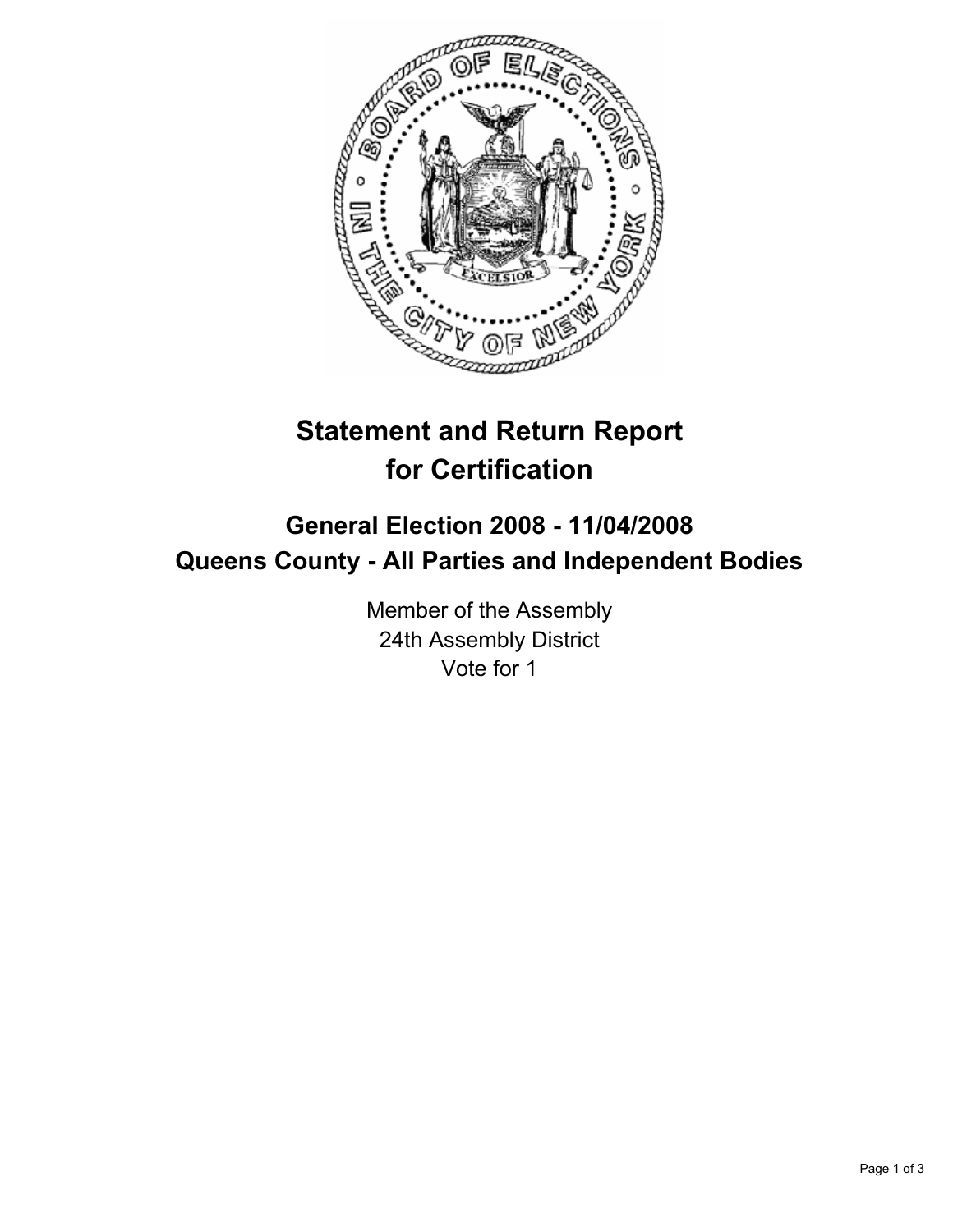# Statement and Return Report for Certification

## General Election 2008 - 11/04/2008
## Queens County - All Parties and Independent Bodies

Member of the Assembly
24th Assembly District
Vote for 1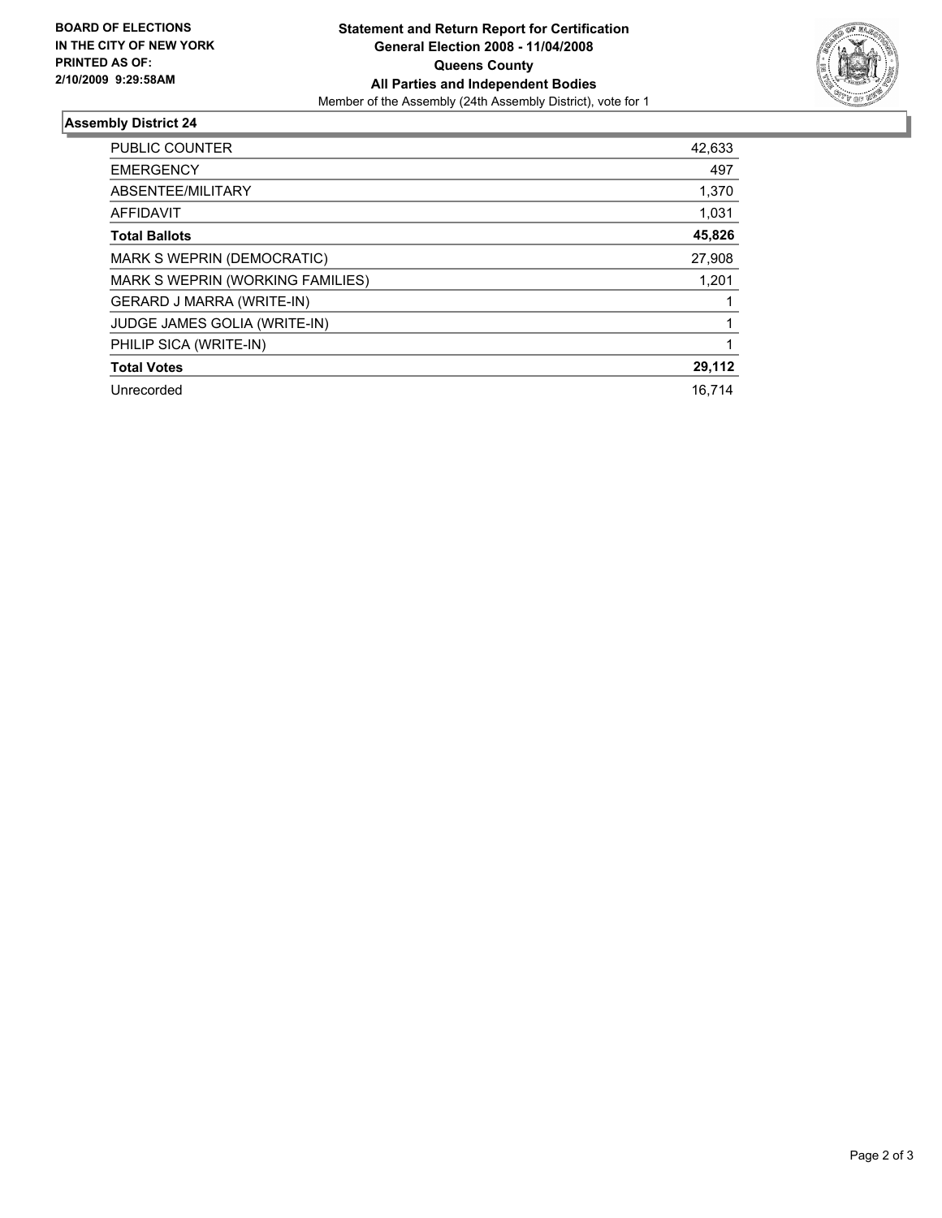**BOARD OF ELECTIONS IN THE CITY OF NEW YORK PRINTED AS OF: 2/10/2009 9:29:58AM**

# Statement and Return Report for Certification
## General Election 2008 - 11/04/2008
## Queens County
## All Parties and Independent Bodies

Member of the Assembly (24th Assembly District), vote for 1

### Assembly District 24

| | |
|---|---|
| PUBLIC COUNTER | 42,633 |
| EMERGENCY | 497 |
| ABSENTEE/MILITARY | 1,370 |
| AFFIDAVIT | 1,031 |
| **Total Ballots** | **45,826** |
| MARK S WEPRIN (DEMOCRATIC) | 27,908 |
| MARK S WEPRIN (WORKING FAMILIES) | 1,201 |
| GERARD J MARRA (WRITE-IN) | 1 |
| JUDGE JAMES GOLIA (WRITE-IN) | 1 |
| PHILIP SICA (WRITE-IN) | 1 |
| **Total Votes** | **29,112** |
| Unrecorded | 16,714 |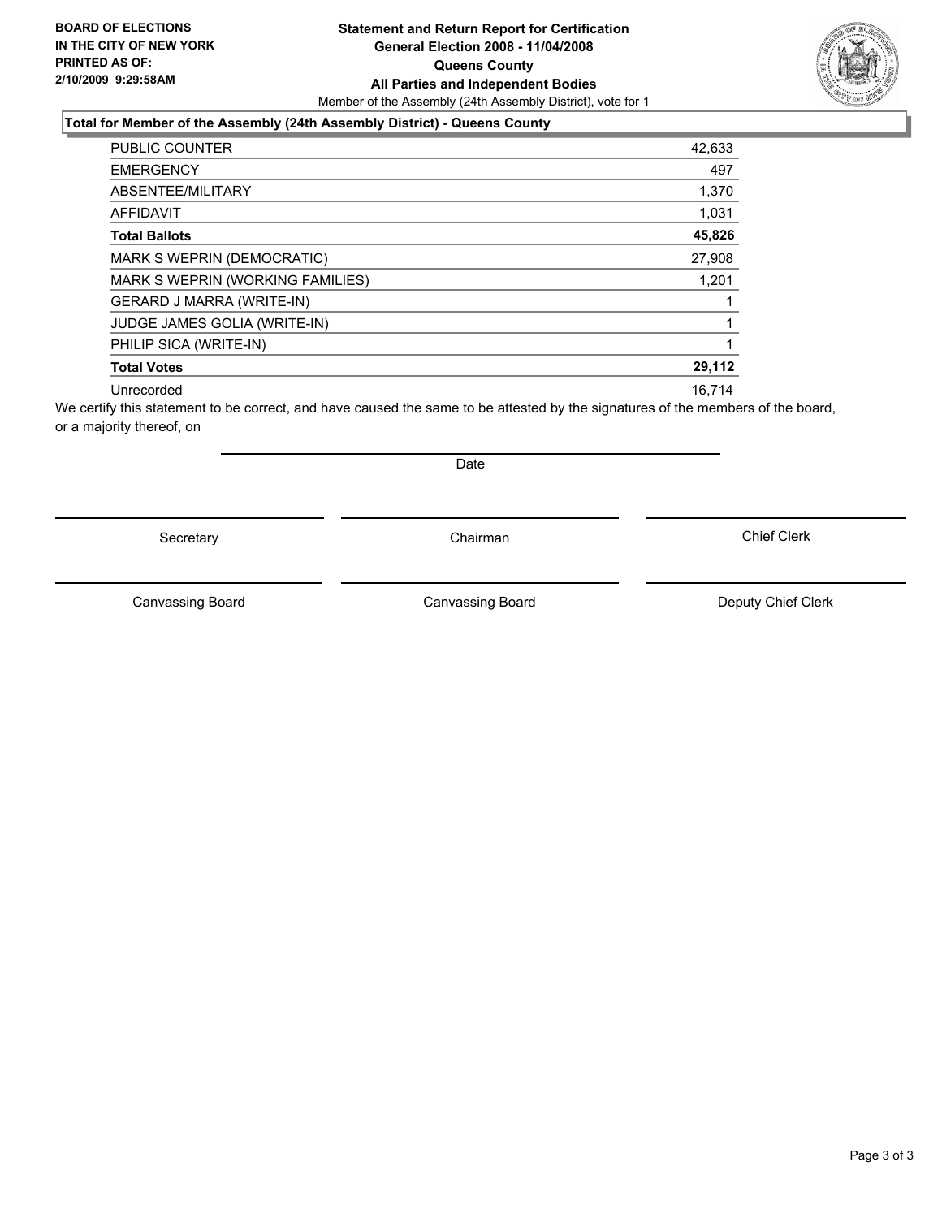**BOARD OF ELECTIONS IN THE CITY OF NEW YORK PRINTED AS OF: 2/10/2009 9:29:58AM**

**Statement and Return Report for Certification**
**General Election 2008 - 11/04/2008**
**Queens County**
**All Parties and Independent Bodies**
Member of the Assembly (24th Assembly District), vote for 1

### Total for Member of the Assembly (24th Assembly District) - Queens County

| | |
|---|---|
| PUBLIC COUNTER | 42,633 |
| EMERGENCY | 497 |
| ABSENTEE/MILITARY | 1,370 |
| AFFIDAVIT | 1,031 |
| **Total Ballots** | **45,826** |
| MARK S WEPRIN (DEMOCRATIC) | 27,908 |
| MARK S WEPRIN (WORKING FAMILIES) | 1,201 |
| GERARD J MARRA (WRITE-IN) | 1 |
| JUDGE JAMES GOLIA (WRITE-IN) | 1 |
| PHILIP SICA (WRITE-IN) | 1 |
| **Total Votes** | **29,112** |
| Unrecorded | 16,714 |

We certify this statement to be correct, and have caused the same to be attested by the signatures of the members of the board, or a majority thereof, on

Date

| | | |
|---|---|---|
| Secretary | Chairman | Chief Clerk |
| Canvassing Board | Canvassing Board | Deputy Chief Clerk |